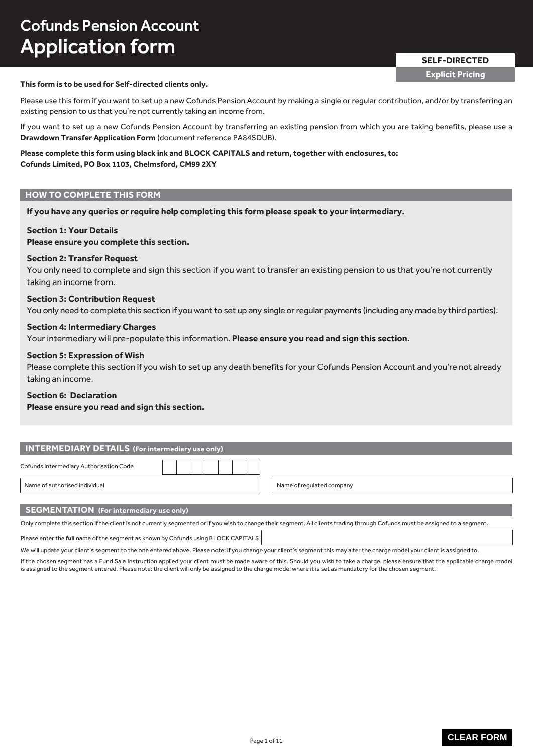# Cofunds Pension Account
# Application form

**SELF-DIRECTED**

**Explicit Pricing**

**This form is to be used for Self-directed clients only.**

Please use this form if you want to set up a new Cofunds Pension Account by making a single or regular contribution, and/or by transferring an existing pension to us that you're not currently taking an income from.

If you want to set up a new Cofunds Pension Account by transferring an existing pension from which you are taking benefits, please use a **Drawdown Transfer Application Form** (document reference PA84SDUB).

**Please complete this form using black ink and BLOCK CAPITALS and return, together with enclosures, to:**
**Cofunds Limited, PO Box 1103, Chelmsford, CM99 2XY**

## HOW TO COMPLETE THIS FORM

**If you have any queries or require help completing this form please speak to your intermediary.**

**Section 1: Your Details**
**Please ensure you complete this section.**

**Section 2: Transfer Request**
You only need to complete and sign this section if you want to transfer an existing pension to us that you're not currently taking an income from.

**Section 3: Contribution Request**
You only need to complete this section if you want to set up any single or regular payments (including any made by third parties).

**Section 4: Intermediary Charges**
Your intermediary will pre-populate this information. **Please ensure you read and sign this section.**

**Section 5: Expression of Wish**
Please complete this section if you wish to set up any death benefits for your Cofunds Pension Account and you're not already taking an income.

**Section 6: Declaration**
**Please ensure you read and sign this section.**

## INTERMEDIARY DETAILS (For intermediary use only)

Cofunds Intermediary Authorisation Code | | | | | | | |

| Name of authorised individual | Name of regulated company |
|---|---|
| | |

## SEGMENTATION (For intermediary use only)

Only complete this section if the client is not currently segmented or if you wish to change their segment. All clients trading through Cofunds must be assigned to a segment.

Please enter the **full** name of the segment as known by Cofunds using BLOCK CAPITALS

We will update your client's segment to the one entered above. Please note: if you change your client's segment this may alter the charge model your client is assigned to.

If the chosen segment has a Fund Sale Instruction applied your client must be made aware of this. Should you wish to take a charge, please ensure that the applicable charge model is assigned to the segment entered. Please note: the client will only be assigned to the charge model where it is set as mandatory for the chosen segment.

CLEAR FORM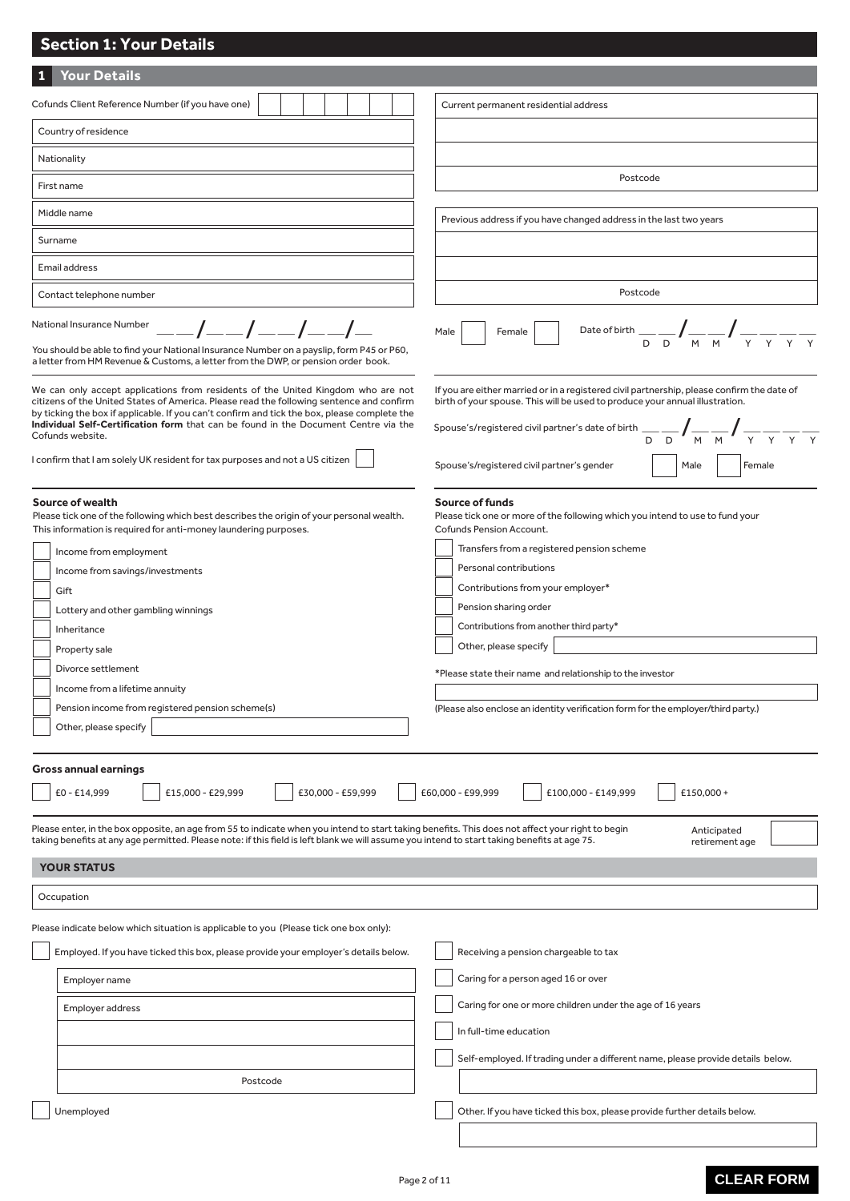## Section 1: Your Details

### 1 Your Details

Cofunds Client Reference Number (if you have one)

Country of residence

Nationality

First name

Middle name

Surname

Email address

Contact telephone number

National Insurance Number __ __ / __ __ / __ __ / __ __ / __

You should be able to find your National Insurance Number on a payslip, form P45 or P60, a letter from HM Revenue & Customs, a letter from the DWP, or pension order book.

We can only accept applications from residents of the United Kingdom who are not citizens of the United States of America. Please read the following sentence and confirm by ticking the box if applicable. If you can't confirm and tick the box, please complete the **Individual Self-Certification form** that can be found in the Document Centre via the Cofunds website.

I confirm that I am solely UK resident for tax purposes and not a US citizen ☐

Current permanent residential address

Postcode

Previous address if you have changed address in the last two years

Postcode

Male ☐ Female ☐ Date of birth __ __ / __ __ / __ __ __ __ (D D / M M / Y Y Y Y)

If you are either married or in a registered civil partnership, please confirm the date of birth of your spouse. This will be used to produce your annual illustration.

Spouse's/registered civil partner's date of birth __ __ / __ __ / __ __ __ __ (D D / M M / Y Y Y Y)

Spouse's/registered civil partner's gender ☐ Male ☐ Female

**Source of wealth**

Please tick one of the following which best describes the origin of your personal wealth. This information is required for anti-money laundering purposes.

- ☐ Income from employment
- ☐ Income from savings/investments
- ☐ Gift
- ☐ Lottery and other gambling winnings
- ☐ Inheritance
- ☐ Property sale
- ☐ Divorce settlement
- ☐ Income from a lifetime annuity
- ☐ Pension income from registered pension scheme(s)
- ☐ Other, please specify

**Source of funds**

Please tick one or more of the following which you intend to use to fund your Cofunds Pension Account.

- ☐ Transfers from a registered pension scheme
- ☐ Personal contributions
- ☐ Contributions from your employer*
- ☐ Pension sharing order
- ☐ Contributions from another third party*
- ☐ Other, please specify

*Please state their name and relationship to the investor

(Please also enclose an identity verification form for the employer/third party.)

**Gross annual earnings**

☐ £0 - £14,999 ☐ £15,000 - £29,999 ☐ £30,000 - £59,999 ☐ £60,000 - £99,999 ☐ £100,000 - £149,999 ☐ £150,000 +

Please enter, in the box opposite, an age from 55 to indicate when you intend to start taking benefits. This does not affect your right to begin taking benefits at any age permitted. Please note: if this field is left blank we will assume you intend to start taking benefits at age 75.

Anticipated retirement age

### YOUR STATUS

Occupation

Please indicate below which situation is applicable to you (Please tick one box only):

- ☐ Employed. If you have ticked this box, please provide your employer's details below.
  - Employer name
  - Employer address
  - Postcode
- ☐ Unemployed
- ☐ Receiving a pension chargeable to tax
- ☐ Caring for a person aged 16 or over
- ☐ Caring for one or more children under the age of 16 years
- ☐ In full-time education
- ☐ Self-employed. If trading under a different name, please provide details below.
- ☐ Other. If you have ticked this box, please provide further details below.

CLEAR FORM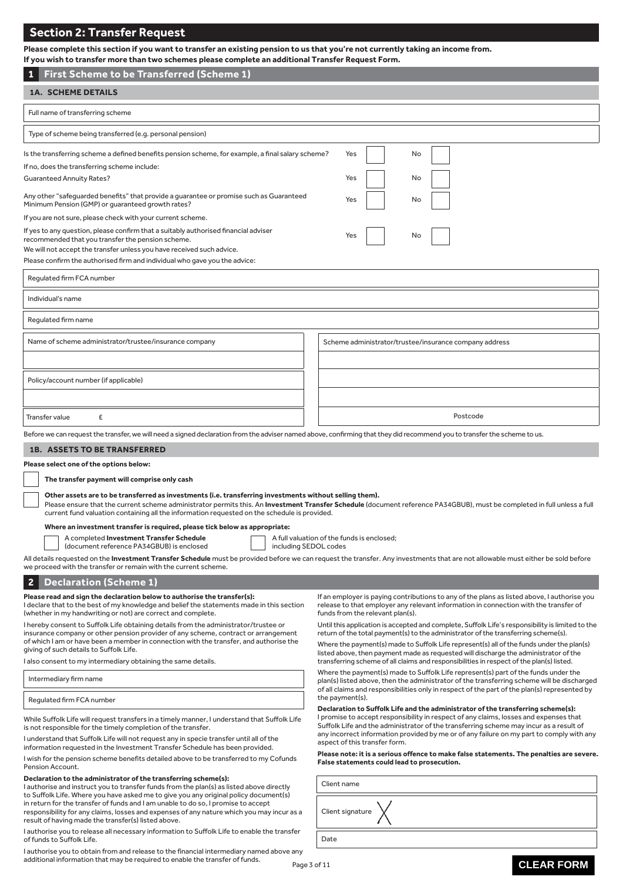## Section 2: Transfer Request

**Please complete this section if you want to transfer an existing pension to us that you're not currently taking an income from.**
**If you wish to transfer more than two schemes please complete an additional Transfer Request Form.**

### 1 First Scheme to be Transferred (Scheme 1)

#### 1A. SCHEME DETAILS

Full name of transferring scheme

Type of scheme being transferred (e.g. personal pension)

| | Yes | No |
|---|---|---|
| Is the transferring scheme a defined benefits pension scheme, for example, a final salary scheme? | ☐ | ☐ |
| If no, does the transferring scheme include: | | |
| Guaranteed Annuity Rates? | ☐ | ☐ |
| Any other "safeguarded benefits" that provide a guarantee or promise such as Guaranteed Minimum Pension (GMP) or guaranteed growth rates? | ☐ | ☐ |

If you are not sure, please check with your current scheme.

| | Yes | No |
|---|---|---|
| If yes to any question, please confirm that a suitably authorised financial adviser recommended that you transfer the pension scheme. | ☐ | ☐ |

We will not accept the transfer unless you have received such advice.

Please confirm the authorised firm and individual who gave you the advice:

Regulated firm FCA number

Individual's name

Regulated firm name

Name of scheme administrator/trustee/insurance company

Policy/account number (if applicable)

Transfer value £

Scheme administrator/trustee/insurance company address

Postcode

Before we can request the transfer, we will need a signed declaration from the adviser named above, confirming that they did recommend you to transfer the scheme to us.

#### 1B. ASSETS TO BE TRANSFERRED

**Please select one of the options below:**

☐ **The transfer payment will comprise only cash**

☐ **Other assets are to be transferred as investments (i.e. transferring investments without selling them).**
Please ensure that the current scheme administrator permits this. An **Investment Transfer Schedule** (document reference PA34GBUB), must be completed in full unless a full current fund valuation containing all the information requested on the schedule is provided.

**Where an investment transfer is required, please tick below as appropriate:**

☐ A completed **Investment Transfer Schedule** (document reference PA34GBUB) is enclosed

☐ A full valuation of the funds is enclosed; including SEDOL codes

All details requested on the **Investment Transfer Schedule** must be provided before we can request the transfer. Any investments that are not allowable must either be sold before we proceed with the transfer or remain with the current scheme.

### 2 Declaration (Scheme 1)

**Please read and sign the declaration below to authorise the transfer(s):**
I declare that to the best of my knowledge and belief the statements made in this section (whether in my handwriting or not) are correct and complete.

I hereby consent to Suffolk Life obtaining details from the administrator/trustee or insurance company or other pension provider of any scheme, contract or arrangement of which I am or have been a member in connection with the transfer, and authorise the giving of such details to Suffolk Life.

I also consent to my intermediary obtaining the same details.

Intermediary firm name

Regulated firm FCA number

While Suffolk Life will request transfers in a timely manner, I understand that Suffolk Life is not responsible for the timely completion of the transfer.

I understand that Suffolk Life will not request any in specie transfer until all of the information requested in the Investment Transfer Schedule has been provided.

I wish for the pension scheme benefits detailed above to be transferred to my Cofunds Pension Account.

**Declaration to the administrator of the transferring scheme(s):**
I authorise and instruct you to transfer funds from the plan(s) as listed above directly to Suffolk Life. Where you have asked me to give you any original policy document(s) in return for the transfer of funds and I am unable to do so, I promise to accept responsibility for any claims, losses and expenses of any nature which you may incur as a result of having made the transfer(s) listed above.

I authorise you to release all necessary information to Suffolk Life to enable the transfer of funds to Suffolk Life.

I authorise you to obtain from and release to the financial intermediary named above any additional information that may be required to enable the transfer of funds.

If an employer is paying contributions to any of the plans as listed above, I authorise you release to that employer any relevant information in connection with the transfer of funds from the relevant plan(s).

Until this application is accepted and complete, Suffolk Life's responsibility is limited to the return of the total payment(s) to the administrator of the transferring scheme(s).

Where the payment(s) made to Suffolk Life represent(s) all of the funds under the plan(s) listed above, then payment made as requested will discharge the administrator of the transferring scheme of all claims and responsibilities in respect of the plan(s) listed.

Where the payment(s) made to Suffolk Life represent(s) part of the funds under the plan(s) listed above, then the administrator of the transferring scheme will be discharged of all claims and responsibilities only in respect of the part of the plan(s) represented by the payment(s).

**Declaration to Suffolk Life and the administrator of the transferring scheme(s):**
I promise to accept responsibility in respect of any claims, losses and expenses that Suffolk Life and the administrator of the transferring scheme may incur as a result of any incorrect information provided by me or of any failure on my part to comply with any aspect of this transfer form.

**Please note: it is a serious offence to make false statements. The penalties are severe. False statements could lead to prosecution.**

Client name

Client signature

Date

CLEAR FORM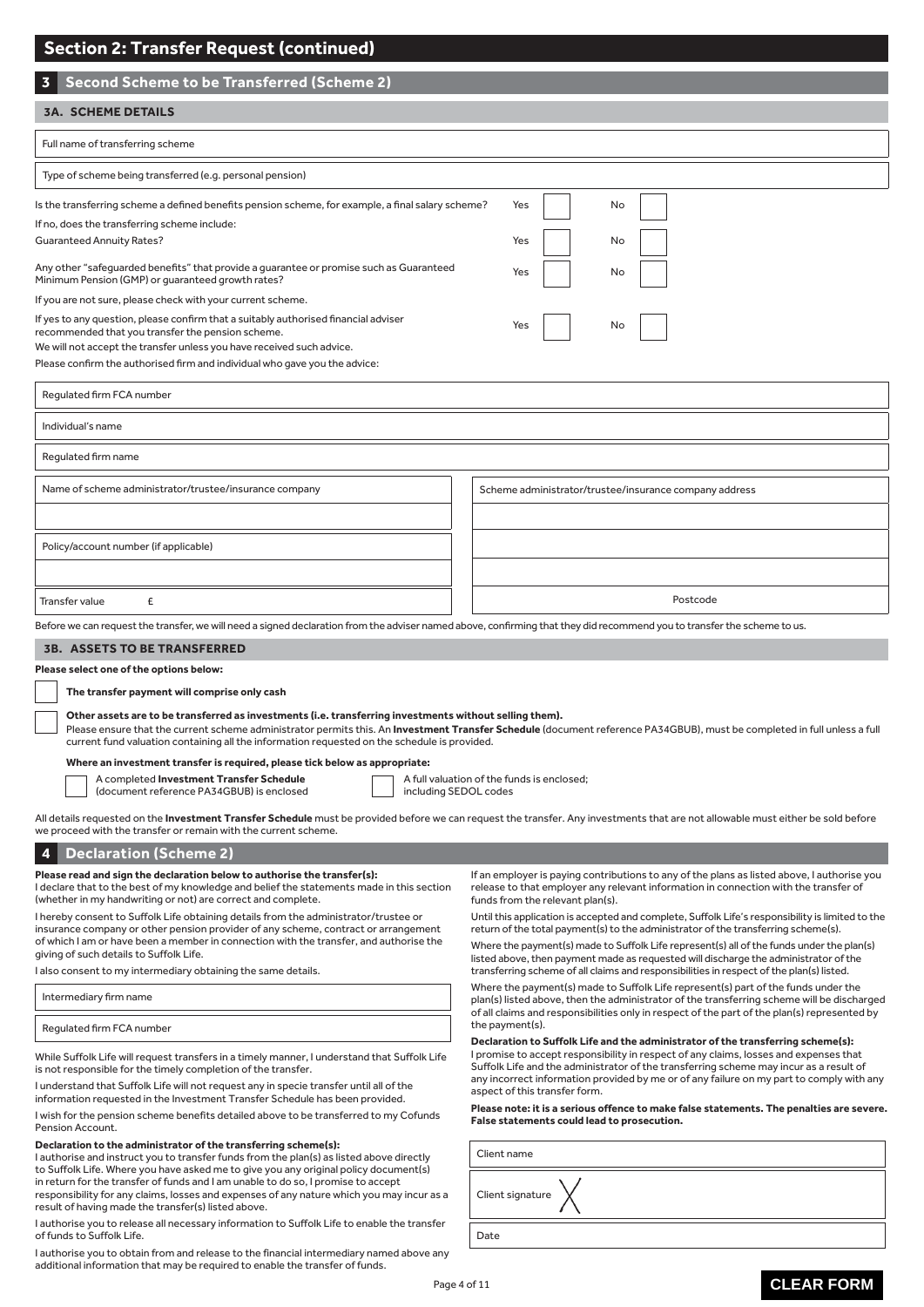## Section 2: Transfer Request (continued)

### 3 Second Scheme to be Transferred (Scheme 2)

#### 3A. SCHEME DETAILS

Full name of transferring scheme

Type of scheme being transferred (e.g. personal pension)

Is the transferring scheme a defined benefits pension scheme, for example, a final salary scheme? Yes ☐ No ☐

If no, does the transferring scheme include:

Guaranteed Annuity Rates? Yes ☐ No ☐

Any other "safeguarded benefits" that provide a guarantee or promise such as Guaranteed Minimum Pension (GMP) or guaranteed growth rates? Yes ☐ No ☐

If you are not sure, please check with your current scheme.

If yes to any question, please confirm that a suitably authorised financial adviser recommended that you transfer the pension scheme. Yes ☐ No ☐

We will not accept the transfer unless you have received such advice.

Please confirm the authorised firm and individual who gave you the advice:

Regulated firm FCA number

Individual's name

Regulated firm name

Name of scheme administrator/trustee/insurance company

Policy/account number (if applicable)

Transfer value £

Scheme administrator/trustee/insurance company address

Postcode

Before we can request the transfer, we will need a signed declaration from the adviser named above, confirming that they did recommend you to transfer the scheme to us.

#### 3B. ASSETS TO BE TRANSFERRED

**Please select one of the options below:**

☐ **The transfer payment will comprise only cash**

☐ **Other assets are to be transferred as investments (i.e. transferring investments without selling them).**
Please ensure that the current scheme administrator permits this. An **Investment Transfer Schedule** (document reference PA34GBUB), must be completed in full unless a full current fund valuation containing all the information requested on the schedule is provided.

**Where an investment transfer is required, please tick below as appropriate:**

☐ A completed **Investment Transfer Schedule** (document reference PA34GBUB) is enclosed

☐ A full valuation of the funds is enclosed; including SEDOL codes

All details requested on the **Investment Transfer Schedule** must be provided before we can request the transfer. Any investments that are not allowable must either be sold before we proceed with the transfer or remain with the current scheme.

### 4 Declaration (Scheme 2)

**Please read and sign the declaration below to authorise the transfer(s):**
I declare that to the best of my knowledge and belief the statements made in this section (whether in my handwriting or not) are correct and complete.

I hereby consent to Suffolk Life obtaining details from the administrator/trustee or insurance company or other pension provider of any scheme, contract or arrangement of which I am or have been a member in connection with the transfer, and authorise the giving of such details to Suffolk Life.

I also consent to my intermediary obtaining the same details.

Intermediary firm name

Regulated firm FCA number

While Suffolk Life will request transfers in a timely manner, I understand that Suffolk Life is not responsible for the timely completion of the transfer.

I understand that Suffolk Life will not request any in specie transfer until all of the information requested in the Investment Transfer Schedule has been provided.

I wish for the pension scheme benefits detailed above to be transferred to my Cofunds Pension Account.

**Declaration to the administrator of the transferring scheme(s):**
I authorise and instruct you to transfer funds from the plan(s) as listed above directly to Suffolk Life. Where you have asked me to give you any original policy document(s) in return for the transfer of funds and I am unable to do so, I promise to accept responsibility for any claims, losses and expenses of any nature which you may incur as a result of having made the transfer(s) listed above.

I authorise you to release all necessary information to Suffolk Life to enable the transfer of funds to Suffolk Life.

I authorise you to obtain from and release to the financial intermediary named above any additional information that may be required to enable the transfer of funds.

If an employer is paying contributions to any of the plans as listed above, I authorise you release to that employer any relevant information in connection with the transfer of funds from the relevant plan(s).

Until this application is accepted and complete, Suffolk Life's responsibility is limited to the return of the total payment(s) to the administrator of the transferring scheme(s).

Where the payment(s) made to Suffolk Life represent(s) all of the funds under the plan(s) listed above, then payment made as requested will discharge the administrator of the transferring scheme of all claims and responsibilities in respect of the plan(s) listed.

Where the payment(s) made to Suffolk Life represent(s) part of the funds under the plan(s) listed above, then the administrator of the transferring scheme will be discharged of all claims and responsibilities only in respect of the part of the plan(s) represented by the payment(s).

**Declaration to Suffolk Life and the administrator of the transferring scheme(s):**
I promise to accept responsibility in respect of any claims, losses and expenses that Suffolk Life and the administrator of the transferring scheme may incur as a result of any incorrect information provided by me or of any failure on my part to comply with any aspect of this transfer form.

**Please note: it is a serious offence to make false statements. The penalties are severe. False statements could lead to prosecution.**

Client name

Client signature

Date

CLEAR FORM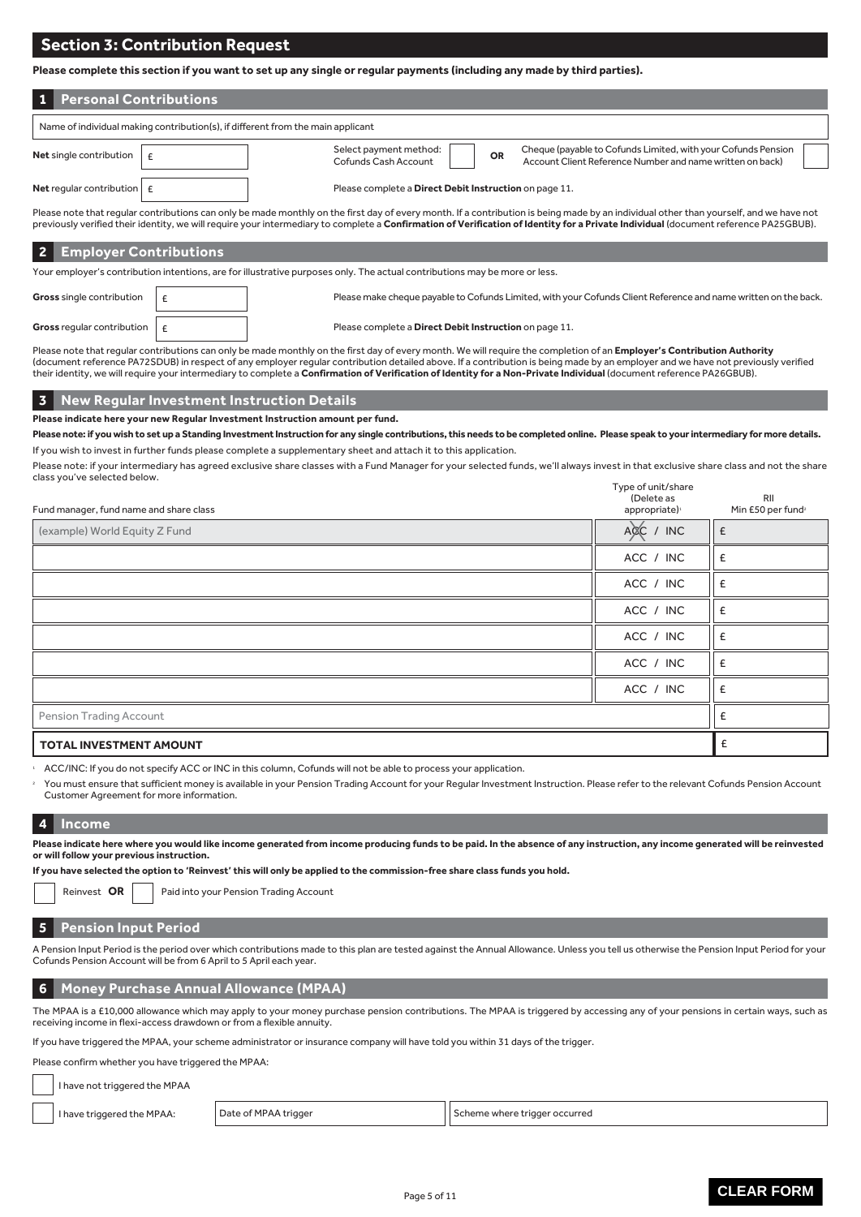## Section 3: Contribution Request

**Please complete this section if you want to set up any single or regular payments (including any made by third parties).**

### 1 Personal Contributions

Name of individual making contribution(s), if different from the main applicant

| | | | |
|---|---|---|---|
| **Net** single contribution | £ | Select payment method: Cofunds Cash Account ☐ **OR** | Cheque (payable to Cofunds Limited, with your Cofunds Pension Account Client Reference Number and name written on back) ☐ |
| **Net** regular contribution | £ | Please complete a **Direct Debit Instruction** on page 11. | |

Please note that regular contributions can only be made monthly on the first day of every month. If a contribution is being made by an individual other than yourself, and we have not previously verified their identity, we will require your intermediary to complete a **Confirmation of Verification of Identity for a Private Individual** (document reference PA25GBUB).

### 2 Employer Contributions

Your employer's contribution intentions, are for illustrative purposes only. The actual contributions may be more or less.

| | | |
|---|---|---|
| **Gross** single contribution | £ | Please make cheque payable to Cofunds Limited, with your Cofunds Client Reference and name written on the back. |
| **Gross** regular contribution | £ | Please complete a **Direct Debit Instruction** on page 11. |

Please note that regular contributions can only be made monthly on the first day of every month. We will require the completion of an **Employer's Contribution Authority** (document reference PA72SDUB) in respect of any employer regular contribution detailed above. If a contribution is being made by an employer and we have not previously verified their identity, we will require your intermediary to complete a **Confirmation of Verification of Identity for a Non-Private Individual** (document reference PA26GBUB).

### 3 New Regular Investment Instruction Details

**Please indicate here your new Regular Investment Instruction amount per fund.**

**Please note: if you wish to set up a Standing Investment Instruction for any single contributions, this needs to be completed online. Please speak to your intermediary for more details.**

If you wish to invest in further funds please complete a supplementary sheet and attach it to this application.

Please note: if your intermediary has agreed exclusive share classes with a Fund Manager for your selected funds, we'll always invest in that exclusive share class and not the share class you've selected below.

| Fund manager, fund name and share class | Type of unit/share (Delete as appropriate)[1] | RII Min £50 per fund[2] |
|---|---|---|
| (example) World Equity Z Fund | ~~ACC~~ / INC | £ |
| | ACC / INC | £ |
| | ACC / INC | £ |
| | ACC / INC | £ |
| | ACC / INC | £ |
| | ACC / INC | £ |
| | ACC / INC | £ |
| Pension Trading Account | | £ |
| **TOTAL INVESTMENT AMOUNT** | | £ |

[1] ACC/INC: If you do not specify ACC or INC in this column, Cofunds will not be able to process your application.

[2] You must ensure that sufficient money is available in your Pension Trading Account for your Regular Investment Instruction. Please refer to the relevant Cofunds Pension Account Customer Agreement for more information.

### 4 Income

**Please indicate here where you would like income generated from income producing funds to be paid. In the absence of any instruction, any income generated will be reinvested or will follow your previous instruction.**

**If you have selected the option to 'Reinvest' this will only be applied to the commission-free share class funds you hold.**

☐ Reinvest **OR** ☐ Paid into your Pension Trading Account

### 5 Pension Input Period

A Pension Input Period is the period over which contributions made to this plan are tested against the Annual Allowance. Unless you tell us otherwise the Pension Input Period for your Cofunds Pension Account will be from 6 April to 5 April each year.

### 6 Money Purchase Annual Allowance (MPAA)

The MPAA is a £10,000 allowance which may apply to your money purchase pension contributions. The MPAA is triggered by accessing any of your pensions in certain ways, such as receiving income in flexi-access drawdown or from a flexible annuity.

If you have triggered the MPAA, your scheme administrator or insurance company will have told you within 31 days of the trigger.

Please confirm whether you have triggered the MPAA:

☐ I have not triggered the MPAA

☐ I have triggered the MPAA: Date of MPAA trigger ______ Scheme where trigger occurred ______

CLEAR FORM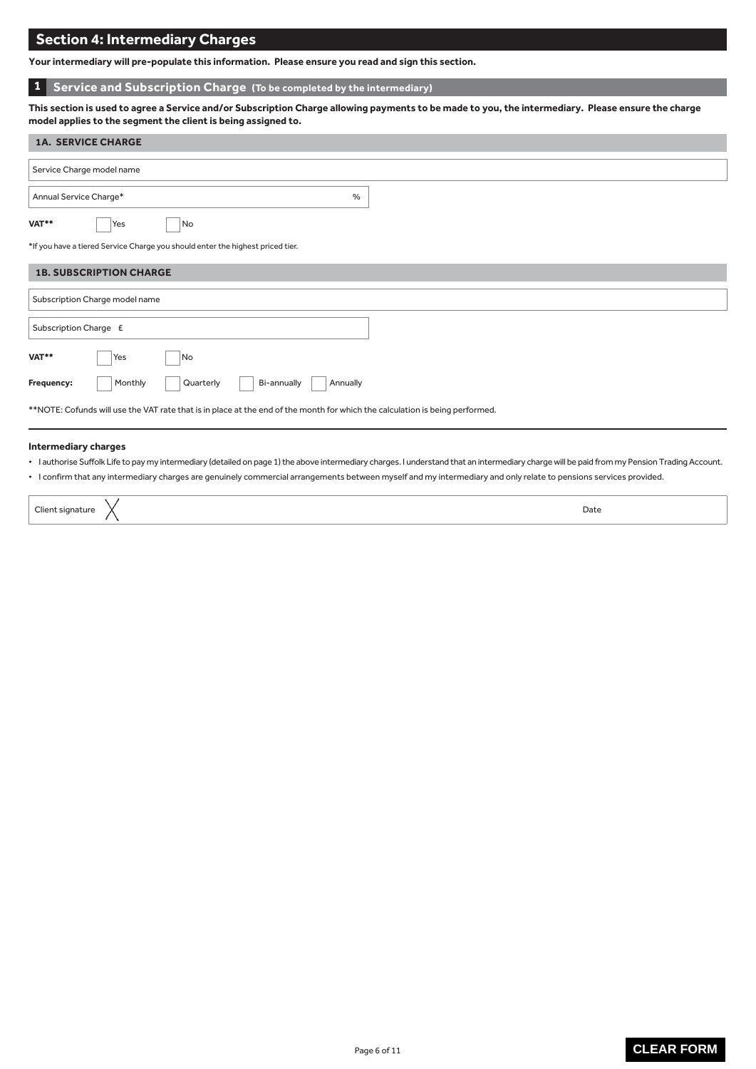## Section 4: Intermediary Charges

**Your intermediary will pre-populate this information. Please ensure you read and sign this section.**

### 1 Service and Subscription Charge (To be completed by the intermediary)

**This section is used to agree a Service and/or Subscription Charge allowing payments to be made to you, the intermediary. Please ensure the charge model applies to the segment the client is being assigned to.**

#### 1A. SERVICE CHARGE

Service Charge model name

Annual Service Charge* %

**VAT**** ☐ Yes ☐ No

*If you have a tiered Service Charge you should enter the highest priced tier.

#### 1B. SUBSCRIPTION CHARGE

Subscription Charge model name

Subscription Charge £

**VAT**** ☐ Yes ☐ No

**Frequency:** ☐ Monthly ☐ Quarterly ☐ Bi-annually ☐ Annually

**NOTE: Cofunds will use the VAT rate that is in place at the end of the month for which the calculation is being performed.

---

**Intermediary charges**

- I authorise Suffolk Life to pay my intermediary (detailed on page 1) the above intermediary charges. I understand that an intermediary charge will be paid from my Pension Trading Account.
- I confirm that any intermediary charges are genuinely commercial arrangements between myself and my intermediary and only relate to pensions services provided.

Client signature X Date

CLEAR FORM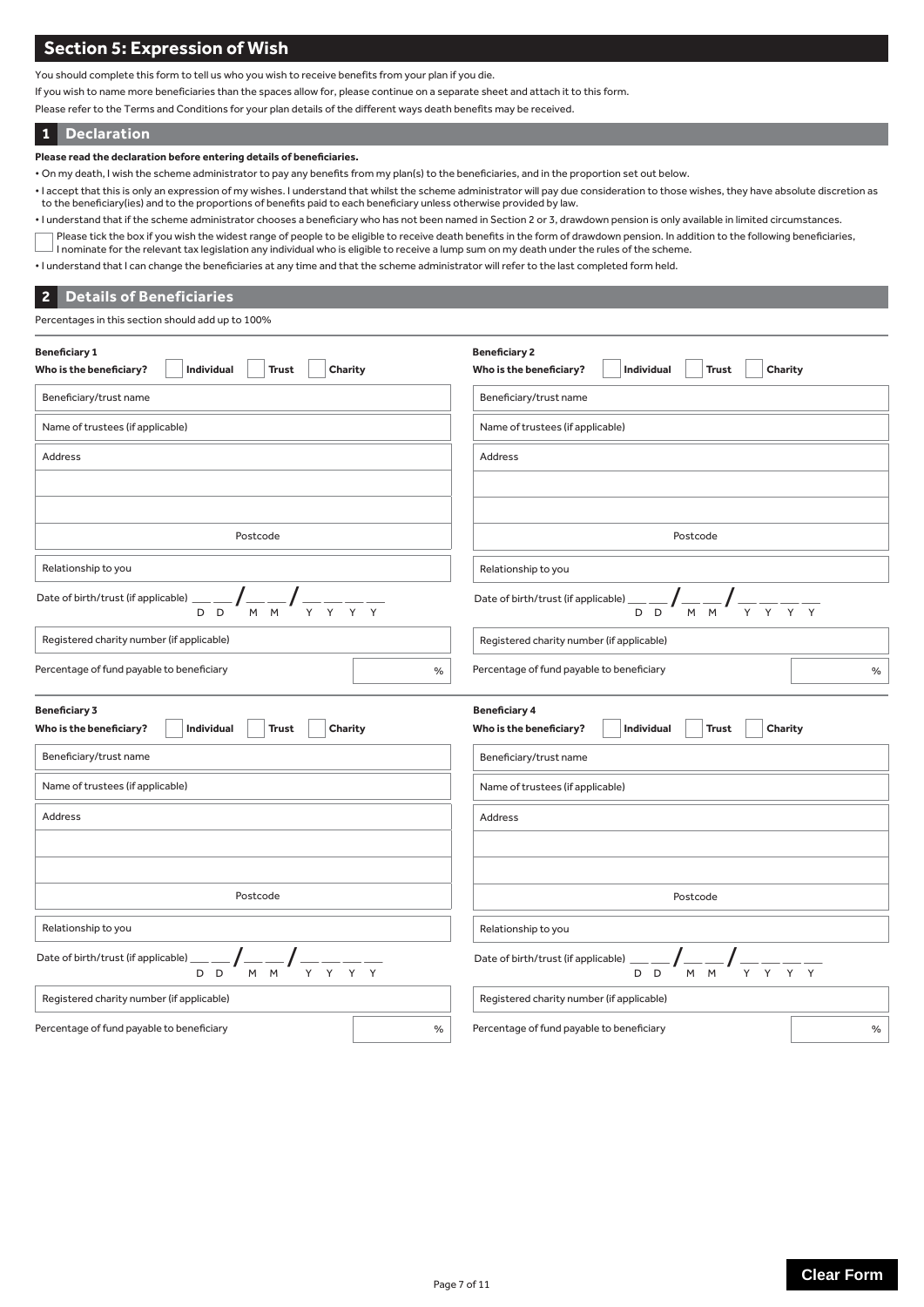# Section 5: Expression of Wish

You should complete this form to tell us who you wish to receive benefits from your plan if you die.

If you wish to name more beneficiaries than the spaces allow for, please continue on a separate sheet and attach it to this form.

Please refer to the Terms and Conditions for your plan details of the different ways death benefits may be received.

## 1 Declaration

**Please read the declaration before entering details of beneficiaries.**

- On my death, I wish the scheme administrator to pay any benefits from my plan(s) to the beneficiaries, and in the proportion set out below.
- I accept that this is only an expression of my wishes. I understand that whilst the scheme administrator will pay due consideration to those wishes, they have absolute discretion as to the beneficiary(ies) and to the proportions of benefits paid to each beneficiary unless otherwise provided by law.
- I understand that if the scheme administrator chooses a beneficiary who has not been named in Section 2 or 3, drawdown pension is only available in limited circumstances.

☐ Please tick the box if you wish the widest range of people to be eligible to receive death benefits in the form of drawdown pension. In addition to the following beneficiaries, I nominate for the relevant tax legislation any individual who is eligible to receive a lump sum on my death under the rules of the scheme.

- I understand that I can change the beneficiaries at any time and that the scheme administrator will refer to the last completed form held.

## 2 Details of Beneficiaries

Percentages in this section should add up to 100%

**Beneficiary 1**

**Who is the beneficiary?** ☐ **Individual** ☐ **Trust** ☐ **Charity**

Beneficiary/trust name

Name of trustees (if applicable)

Address

Postcode

Relationship to you

Date of birth/trust (if applicable) __ __ / __ __ / __ __ __ __ (D D / M M / Y Y Y Y)

Registered charity number (if applicable)

Percentage of fund payable to beneficiary %

**Beneficiary 2**

**Who is the beneficiary?** ☐ **Individual** ☐ **Trust** ☐ **Charity**

Beneficiary/trust name

Name of trustees (if applicable)

Address

Postcode

Relationship to you

Date of birth/trust (if applicable) __ __ / __ __ / __ __ __ __ (D D / M M / Y Y Y Y)

Registered charity number (if applicable)

Percentage of fund payable to beneficiary %

**Beneficiary 3**

**Who is the beneficiary?** ☐ **Individual** ☐ **Trust** ☐ **Charity**

Beneficiary/trust name

Name of trustees (if applicable)

Address

Postcode

Relationship to you

Date of birth/trust (if applicable) __ __ / __ __ / __ __ __ __ (D D / M M / Y Y Y Y)

Registered charity number (if applicable)

Percentage of fund payable to beneficiary %

**Beneficiary 4**

**Who is the beneficiary?** ☐ **Individual** ☐ **Trust** ☐ **Charity**

Beneficiary/trust name

Name of trustees (if applicable)

Address

Postcode

Relationship to you

Date of birth/trust (if applicable) __ __ / __ __ / __ __ __ __ (D D / M M / Y Y Y Y)

Registered charity number (if applicable)

Percentage of fund payable to beneficiary %

**Clear Form**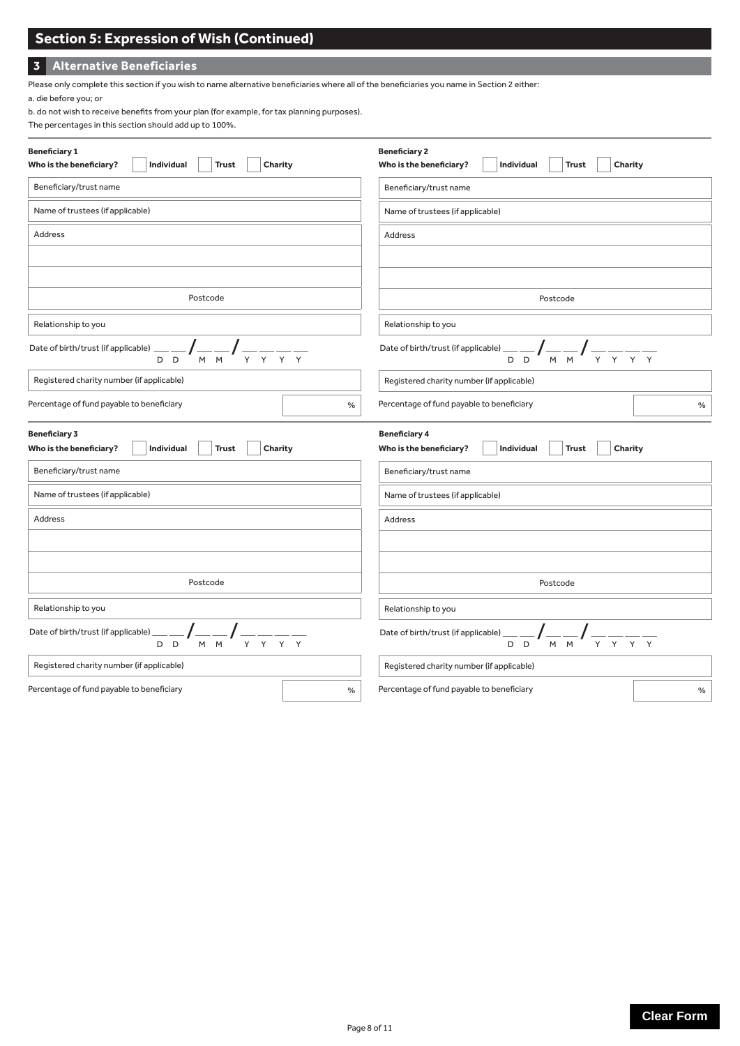# Section 5: Expression of Wish (Continued)

## 3 Alternative Beneficiaries

Please only complete this section if you wish to name alternative beneficiaries where all of the beneficiaries you name in Section 2 either:

a. die before you; or

b. do not wish to receive benefits from your plan (for example, for tax planning purposes).

The percentages in this section should add up to 100%.

**Beneficiary 1**

**Who is the beneficiary?** ☐ **Individual** ☐ **Trust** ☐ **Charity**

Beneficiary/trust name

Name of trustees (if applicable)

Address

Postcode

Relationship to you

Date of birth/trust (if applicable) ___ ___ / ___ ___ / ___ ___ ___ ___ (D D / M M / Y Y Y Y)

Registered charity number (if applicable)

Percentage of fund payable to beneficiary ______ %

**Beneficiary 2**

**Who is the beneficiary?** ☐ **Individual** ☐ **Trust** ☐ **Charity**

Beneficiary/trust name

Name of trustees (if applicable)

Address

Postcode

Relationship to you

Date of birth/trust (if applicable) ___ ___ / ___ ___ / ___ ___ ___ ___ (D D / M M / Y Y Y Y)

Registered charity number (if applicable)

Percentage of fund payable to beneficiary ______ %

**Beneficiary 3**

**Who is the beneficiary?** ☐ **Individual** ☐ **Trust** ☐ **Charity**

Beneficiary/trust name

Name of trustees (if applicable)

Address

Postcode

Relationship to you

Date of birth/trust (if applicable) ___ ___ / ___ ___ / ___ ___ ___ ___ (D D / M M / Y Y Y Y)

Registered charity number (if applicable)

Percentage of fund payable to beneficiary ______ %

**Beneficiary 4**

**Who is the beneficiary?** ☐ **Individual** ☐ **Trust** ☐ **Charity**

Beneficiary/trust name

Name of trustees (if applicable)

Address

Postcode

Relationship to you

Date of birth/trust (if applicable) ___ ___ / ___ ___ / ___ ___ ___ ___ (D D / M M / Y Y Y Y)

Registered charity number (if applicable)

Percentage of fund payable to beneficiary ______ %

Clear Form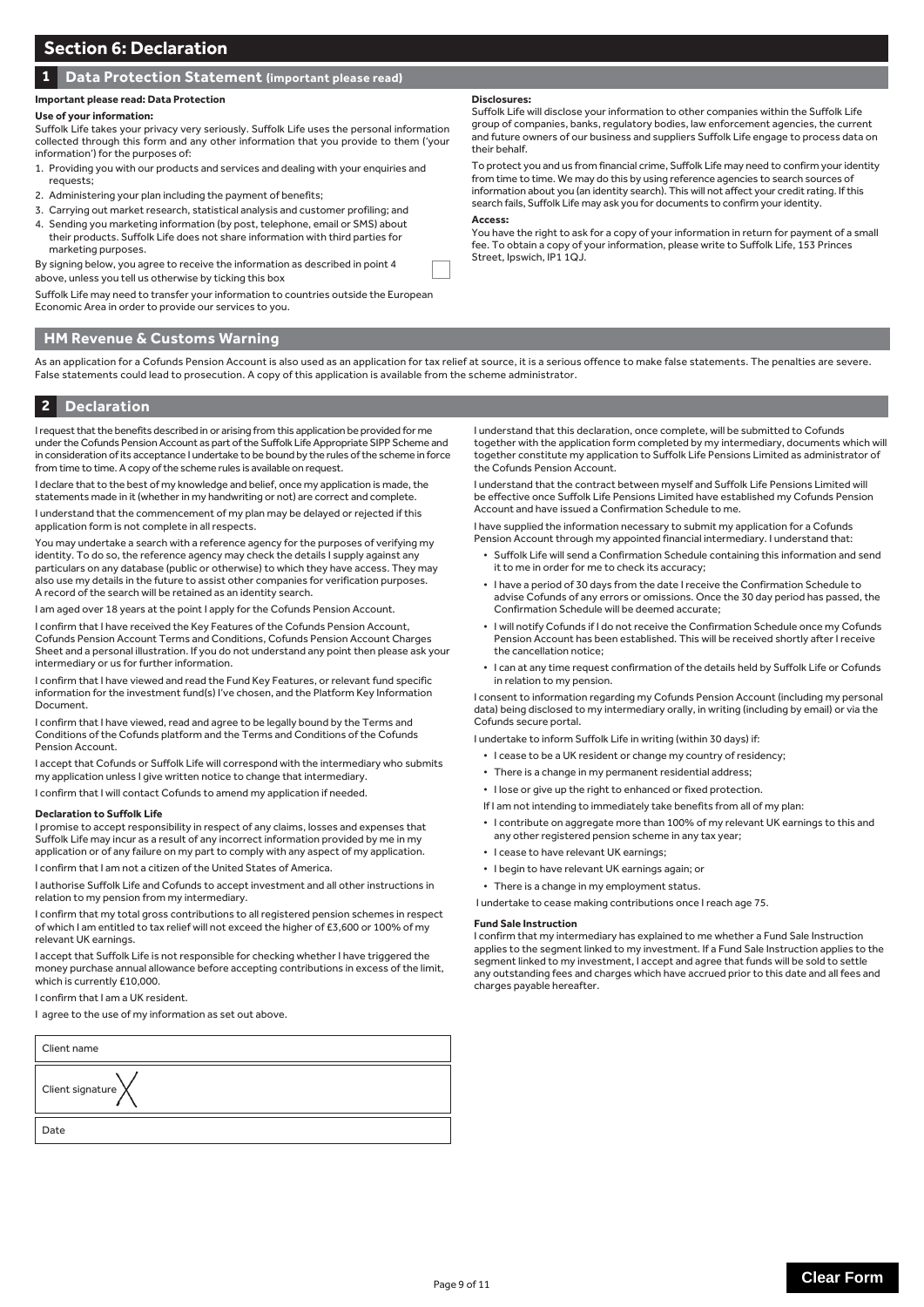# Section 6: Declaration

## 1 Data Protection Statement (important please read)

**Important please read: Data Protection**

**Use of your information:**

Suffolk Life takes your privacy very seriously. Suffolk Life uses the personal information collected through this form and any other information that you provide to them ('your information') for the purposes of:

1. Providing you with our products and services and dealing with your enquiries and requests;
2. Administering your plan including the payment of benefits;
3. Carrying out market research, statistical analysis and customer profiling; and
4. Sending you marketing information (by post, telephone, email or SMS) about their products. Suffolk Life does not share information with third parties for marketing purposes.

By signing below, you agree to receive the information as described in point 4 above, unless you tell us otherwise by ticking this box ☐

Suffolk Life may need to transfer your information to countries outside the European Economic Area in order to provide our services to you.

**Disclosures:**

Suffolk Life will disclose your information to other companies within the Suffolk Life group of companies, banks, regulatory bodies, law enforcement agencies, the current and future owners of our business and suppliers Suffolk Life engage to process data on their behalf.

To protect you and us from financial crime, Suffolk Life may need to confirm your identity from time to time. We may do this by using reference agencies to search sources of information about you (an identity search). This will not affect your credit rating. If this search fails, Suffolk Life may ask you for documents to confirm your identity.

**Access:**

You have the right to ask for a copy of your information in return for payment of a small fee. To obtain a copy of your information, please write to Suffolk Life, 153 Princes Street, Ipswich, IP1 1QJ.

## HM Revenue & Customs Warning

As an application for a Cofunds Pension Account is also used as an application for tax relief at source, it is a serious offence to make false statements. The penalties are severe. False statements could lead to prosecution. A copy of this application is available from the scheme administrator.

## 2 Declaration

I request that the benefits described in or arising from this application be provided for me under the Cofunds Pension Account as part of the Suffolk Life Appropriate SIPP Scheme and in consideration of its acceptance I undertake to be bound by the rules of the scheme in force from time to time. A copy of the scheme rules is available on request.

I declare that to the best of my knowledge and belief, once my application is made, the statements made in it (whether in my handwriting or not) are correct and complete.

I understand that the commencement of my plan may be delayed or rejected if this application form is not complete in all respects.

You may undertake a search with a reference agency for the purposes of verifying my identity. To do so, the reference agency may check the details I supply against any particulars on any database (public or otherwise) to which they have access. They may also use my details in the future to assist other companies for verification purposes. A record of the search will be retained as an identity search.

I am aged over 18 years at the point I apply for the Cofunds Pension Account.

I confirm that I have received the Key Features of the Cofunds Pension Account, Cofunds Pension Account Terms and Conditions, Cofunds Pension Account Charges Sheet and a personal illustration. If you do not understand any point then please ask your intermediary or us for further information.

I confirm that I have viewed and read the Fund Key Features, or relevant fund specific information for the investment fund(s) I've chosen, and the Platform Key Information Document.

I confirm that I have viewed, read and agree to be legally bound by the Terms and Conditions of the Cofunds platform and the Terms and Conditions of the Cofunds Pension Account.

I accept that Cofunds or Suffolk Life will correspond with the intermediary who submits my application unless I give written notice to change that intermediary.

I confirm that I will contact Cofunds to amend my application if needed.

**Declaration to Suffolk Life**

I promise to accept responsibility in respect of any claims, losses and expenses that Suffolk Life may incur as a result of any incorrect information provided by me in my application or of any failure on my part to comply with any aspect of my application.

I confirm that I am not a citizen of the United States of America.

I authorise Suffolk Life and Cofunds to accept investment and all other instructions in relation to my pension from my intermediary.

I confirm that my total gross contributions to all registered pension schemes in respect of which I am entitled to tax relief will not exceed the higher of £3,600 or 100% of my relevant UK earnings.

I accept that Suffolk Life is not responsible for checking whether I have triggered the money purchase annual allowance before accepting contributions in excess of the limit, which is currently £10,000.

I confirm that I am a UK resident.

I agree to the use of my information as set out above.

| Client name |
|---|
| Client signature |
| Date |

I understand that this declaration, once complete, will be submitted to Cofunds together with the application form completed by my intermediary, documents which will together constitute my application to Suffolk Life Pensions Limited as administrator of the Cofunds Pension Account.

I understand that the contract between myself and Suffolk Life Pensions Limited will be effective once Suffolk Life Pensions Limited have established my Cofunds Pension Account and have issued a Confirmation Schedule to me.

I have supplied the information necessary to submit my application for a Cofunds Pension Account through my appointed financial intermediary. I understand that:

- Suffolk Life will send a Confirmation Schedule containing this information and send it to me in order for me to check its accuracy;
- I have a period of 30 days from the date I receive the Confirmation Schedule to advise Cofunds of any errors or omissions. Once the 30 day period has passed, the Confirmation Schedule will be deemed accurate;
- I will notify Cofunds if I do not receive the Confirmation Schedule once my Cofunds Pension Account has been established. This will be received shortly after I receive the cancellation notice;
- I can at any time request confirmation of the details held by Suffolk Life or Cofunds in relation to my pension.

I consent to information regarding my Cofunds Pension Account (including my personal data) being disclosed to my intermediary orally, in writing (including by email) or via the Cofunds secure portal.

I undertake to inform Suffolk Life in writing (within 30 days) if:

- I cease to be a UK resident or change my country of residency;
- There is a change in my permanent residential address;
- I lose or give up the right to enhanced or fixed protection.

If I am not intending to immediately take benefits from all of my plan:

- I contribute on aggregate more than 100% of my relevant UK earnings to this and any other registered pension scheme in any tax year;
- I cease to have relevant UK earnings;
- I begin to have relevant UK earnings again; or
- There is a change in my employment status.

I undertake to cease making contributions once I reach age 75.

**Fund Sale Instruction**

I confirm that my intermediary has explained to me whether a Fund Sale Instruction applies to the segment linked to my investment. If a Fund Sale Instruction applies to the segment linked to my investment, I accept and agree that funds will be sold to settle any outstanding fees and charges which have accrued prior to this date and all fees and charges payable hereafter.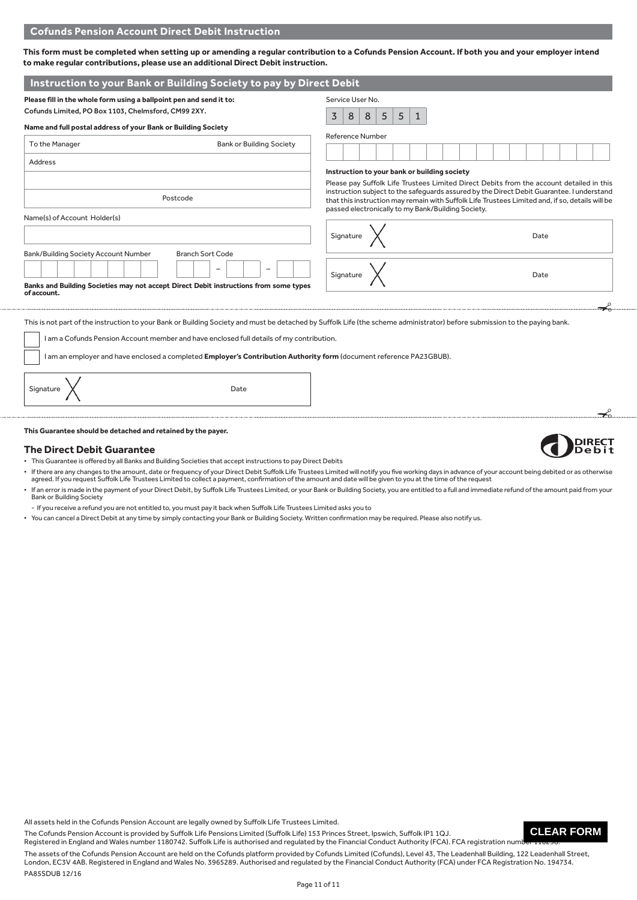## Cofunds Pension Account Direct Debit Instruction

**This form must be completed when setting up or amending a regular contribution to a Cofunds Pension Account. If both you and your employer intend to make regular contributions, please use an additional Direct Debit instruction.**

## Instruction to your Bank or Building Society to pay by Direct Debit

**Please fill in the whole form using a ballpoint pen and send it to:**
Cofunds Limited, PO Box 1103, Chelmsford, CM99 2XY.

**Name and full postal address of your Bank or Building Society**

To the Manager — Bank or Building Society

Address

Postcode

Name(s) of Account Holder(s)

Bank/Building Society Account Number

Branch Sort Code – –

**Banks and Building Societies may not accept Direct Debit instructions from some types of account.**

Service User No.

| 3 | 8 | 8 | 5 | 5 | 1 |
|---|---|---|---|---|---|

Reference Number

**Instruction to your bank or building society**

Please pay Suffolk Life Trustees Limited Direct Debits from the account detailed in this instruction subject to the safeguards assured by the Direct Debit Guarantee. I understand that this instruction may remain with Suffolk Life Trustees Limited and, if so, details will be passed electronically to my Bank/Building Society.

Signature X Date

Signature X Date

---

This is not part of the instruction to your Bank or Building Society and must be detached by Suffolk Life (the scheme administrator) before submission to the paying bank.

☐ I am a Cofunds Pension Account member and have enclosed full details of my contribution.

☐ I am an employer and have enclosed a completed **Employer's Contribution Authority form** (document reference PA23GBUB).

Signature X Date

---

**This Guarantee should be detached and retained by the payer.**

### The Direct Debit Guarantee

DIRECT Debit

- This Guarantee is offered by all Banks and Building Societies that accept instructions to pay Direct Debits
- If there are any changes to the amount, date or frequency of your Direct Debit Suffolk Life Trustees Limited will notify you five working days in advance of your account being debited or as otherwise agreed. If you request Suffolk Life Trustees Limited to collect a payment, confirmation of the amount and date will be given to you at the time of the request
- If an error is made in the payment of your Direct Debit, by Suffolk Life Trustees Limited, or your Bank or Building Society, you are entitled to a full and immediate refund of the amount paid from your Bank or Building Society
  - If you receive a refund you are not entitled to, you must pay it back when Suffolk Life Trustees Limited asks you to
- You can cancel a Direct Debit at any time by simply contacting your Bank or Building Society. Written confirmation may be required. Please also notify us.

All assets held in the Cofunds Pension Account are legally owned by Suffolk Life Trustees Limited.

The Cofunds Pension Account is provided by Suffolk Life Pensions Limited (Suffolk Life) 153 Princes Street, Ipswich, Suffolk IP1 1QJ.
Registered in England and Wales number 1180742. Suffolk Life is authorised and regulated by the Financial Conduct Authority (FCA). FCA registration number 110296.

CLEAR FORM

The assets of the Cofunds Pension Account are held on the Cofunds platform provided by Cofunds Limited (Cofunds), Level 43, The Leadenhall Building, 122 Leadenhall Street, London, EC3V 4AB. Registered in England and Wales No. 3965289. Authorised and regulated by the Financial Conduct Authority (FCA) under FCA Registration No. 194734.

PA85SDUB 12/16